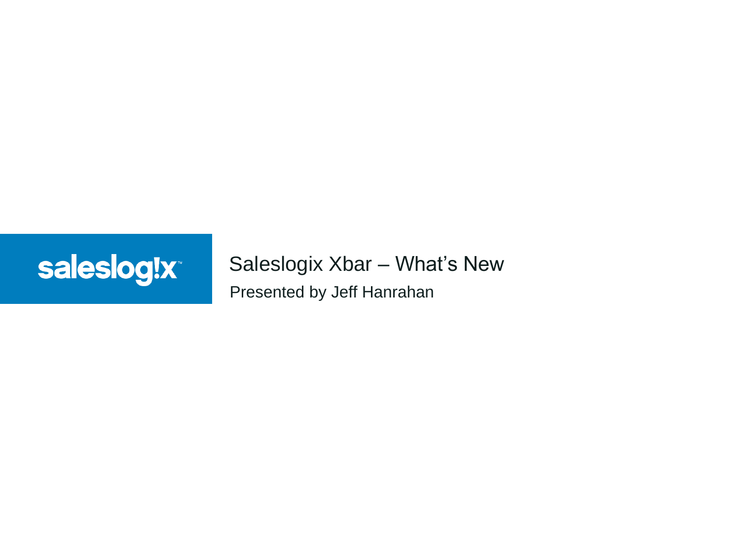saleslogix™

# Saleslogix Xbar – What's New

Presented by Jeff Hanrahan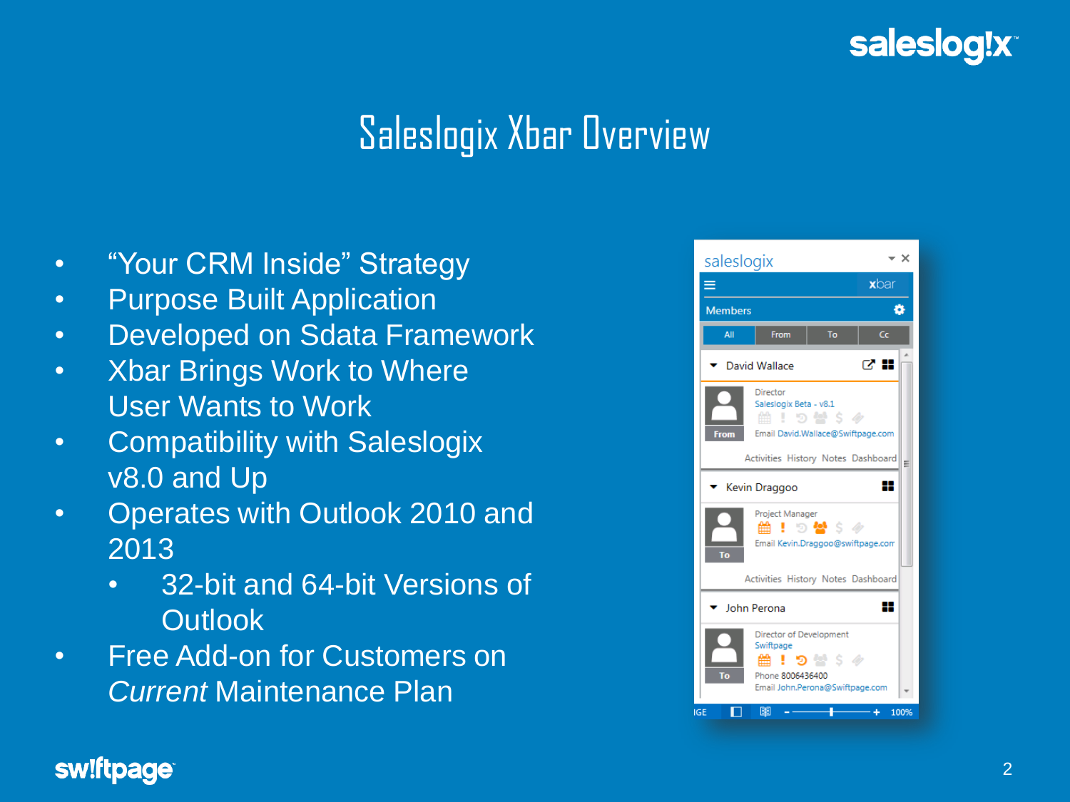# Saleslogix Xbar Overview

- "Your CRM Inside" Strategy
- Purpose Built Application
- Developed on Sdata Framework
- Xbar Brings Work to Where User Wants to Work
- Compatibility with Saleslogix v8.0 and Up
- Operates with Outlook 2010 and 2013
  - 32-bit and 64-bit Versions of Outlook
- Free Add-on for Customers on *Current* Maintenance Plan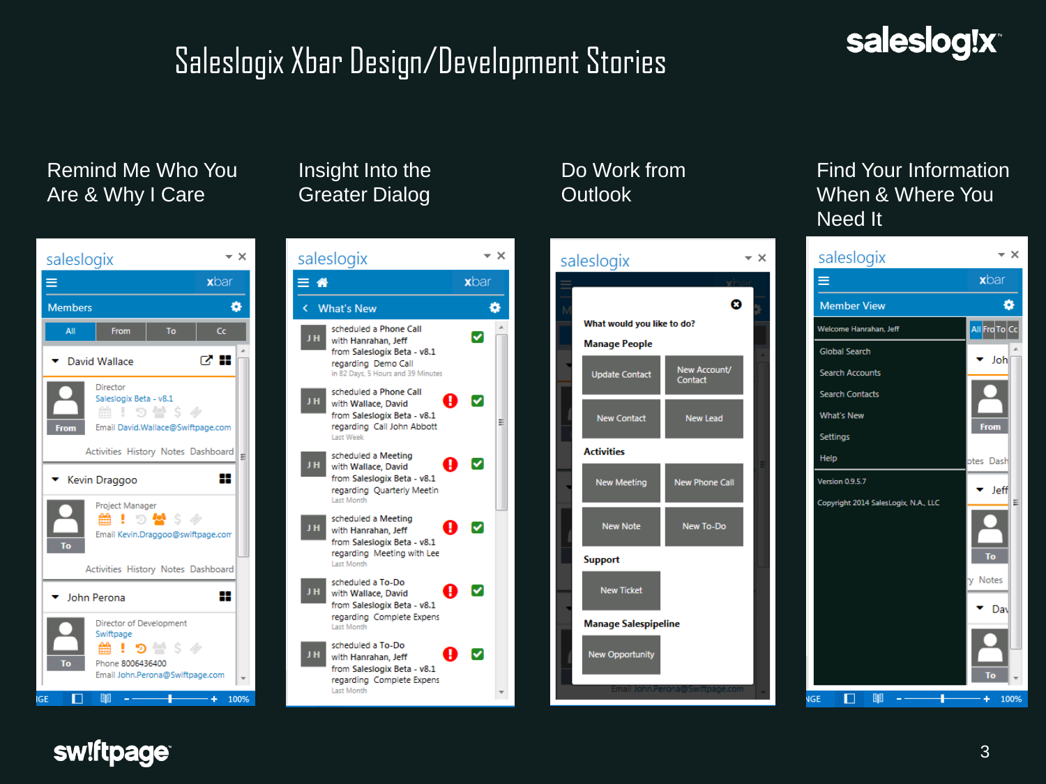# Saleslogix Xbar Design/Development Stories

saleslog!x

## Remind Me Who You Are & Why I Care

## Insight Into the Greater Dialog

## Do Work from Outlook

## Find Your Information When & Where You Need It

sw!ftpage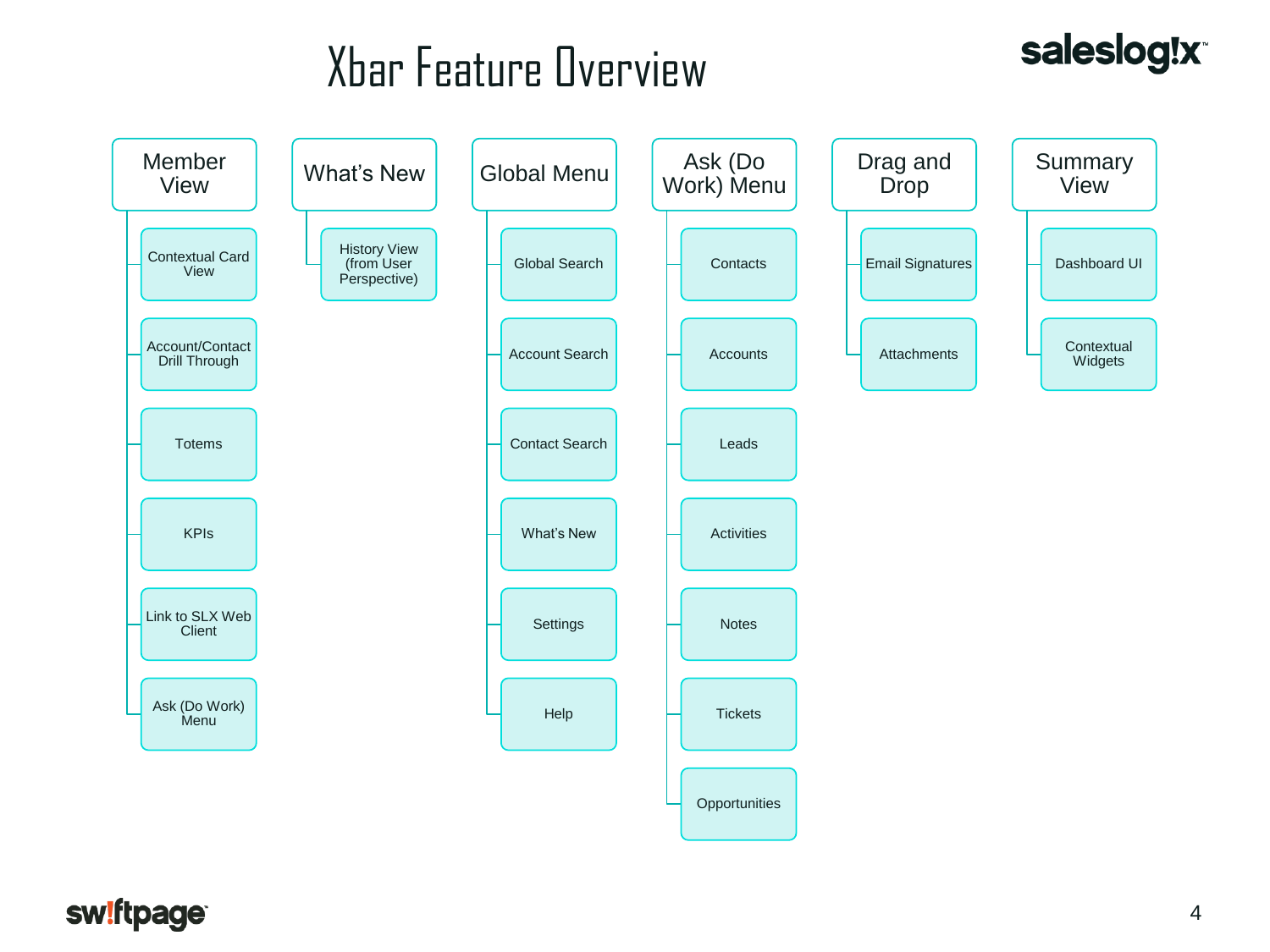# Xbar Feature Overview

- **Member View**
  - Contextual Card View
  - Account/Contact Drill Through
  - Totems
  - KPIs
  - Link to SLX Web Client
  - Ask (Do Work) Menu
- **What's New**
  - History View (from User Perspective)
- **Global Menu**
  - Global Search
  - Account Search
  - Contact Search
  - What's New
  - Settings
  - Help
- **Ask (Do Work) Menu**
  - Contacts
  - Accounts
  - Leads
  - Activities
  - Notes
  - Tickets
  - Opportunities
- **Drag and Drop**
  - Email Signatures
  - Attachments
- **Summary View**
  - Dashboard UI
  - Contextual Widgets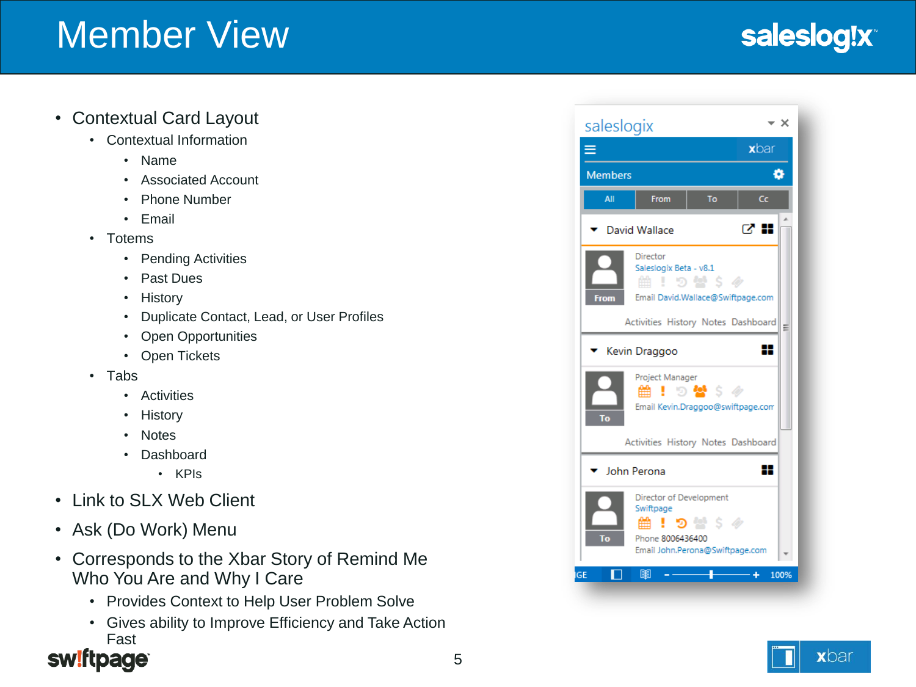# Member View

- Contextual Card Layout
  - Contextual Information
    - Name
    - Associated Account
    - Phone Number
    - Email
  - Totems
    - Pending Activities
    - Past Dues
    - History
    - Duplicate Contact, Lead, or User Profiles
    - Open Opportunities
    - Open Tickets
  - Tabs
    - Activities
    - History
    - Notes
    - Dashboard
      - KPIs
- Link to SLX Web Client
- Ask (Do Work) Menu
- Corresponds to the Xbar Story of Remind Me Who You Are and Why I Care
  - Provides Context to Help User Problem Solve
  - Gives ability to Improve Efficiency and Take Action Fast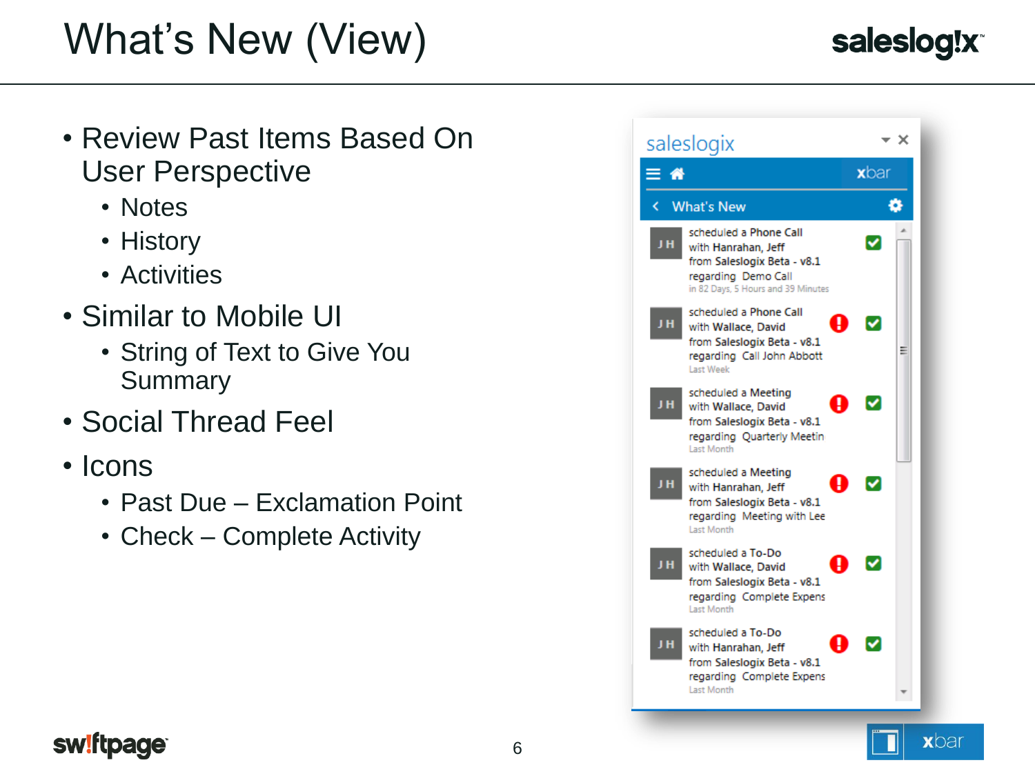# What's New (View)

- Review Past Items Based On User Perspective
  - Notes
  - History
  - Activities
- Similar to Mobile UI
  - String of Text to Give You Summary
- Social Thread Feel
- Icons
  - Past Due – Exclamation Point
  - Check – Complete Activity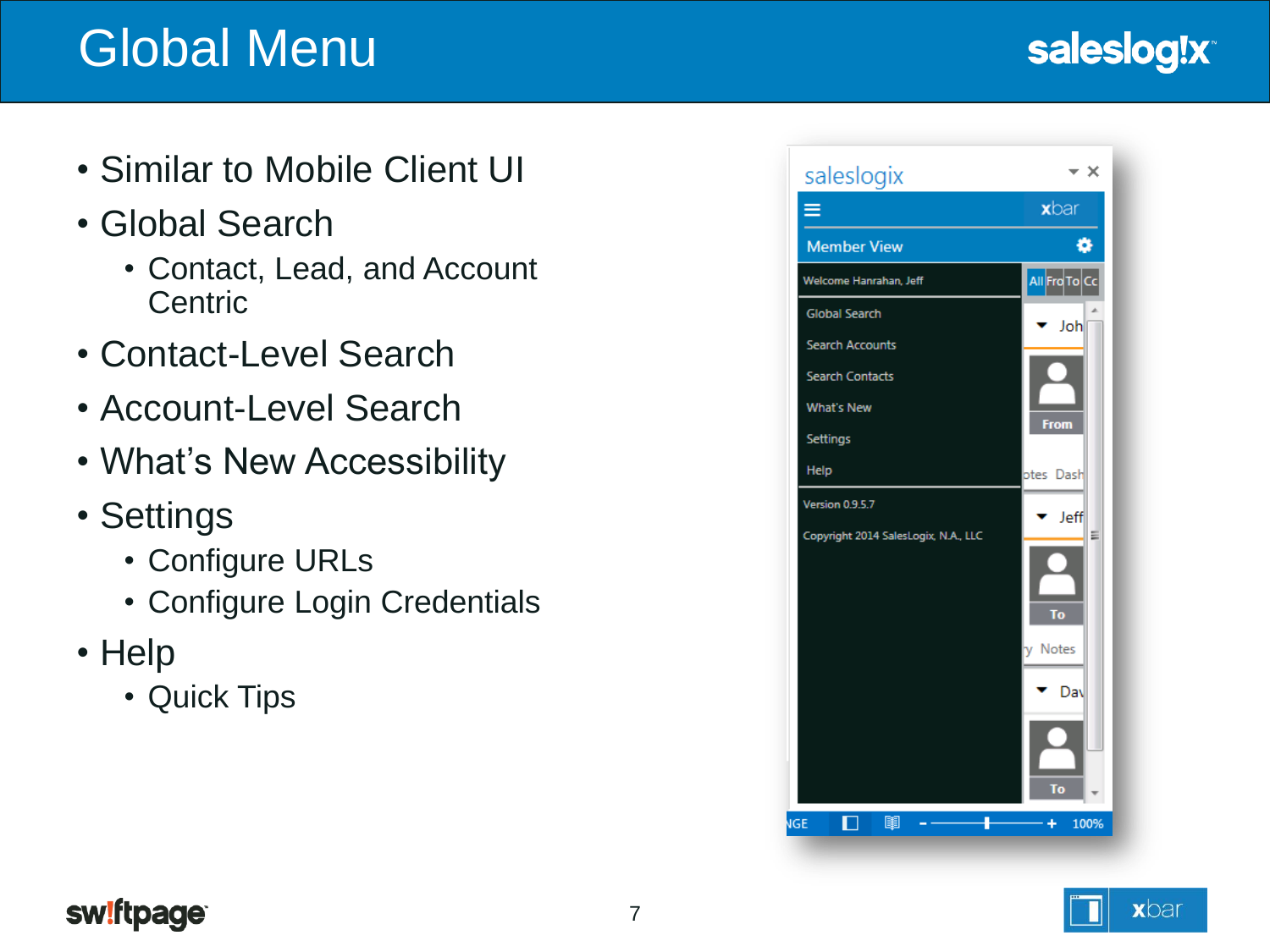# Global Menu

- Similar to Mobile Client UI
- Global Search
  - Contact, Lead, and Account Centric
- Contact-Level Search
- Account-Level Search
- What's New Accessibility
- Settings
  - Configure URLs
  - Configure Login Credentials
- Help
  - Quick Tips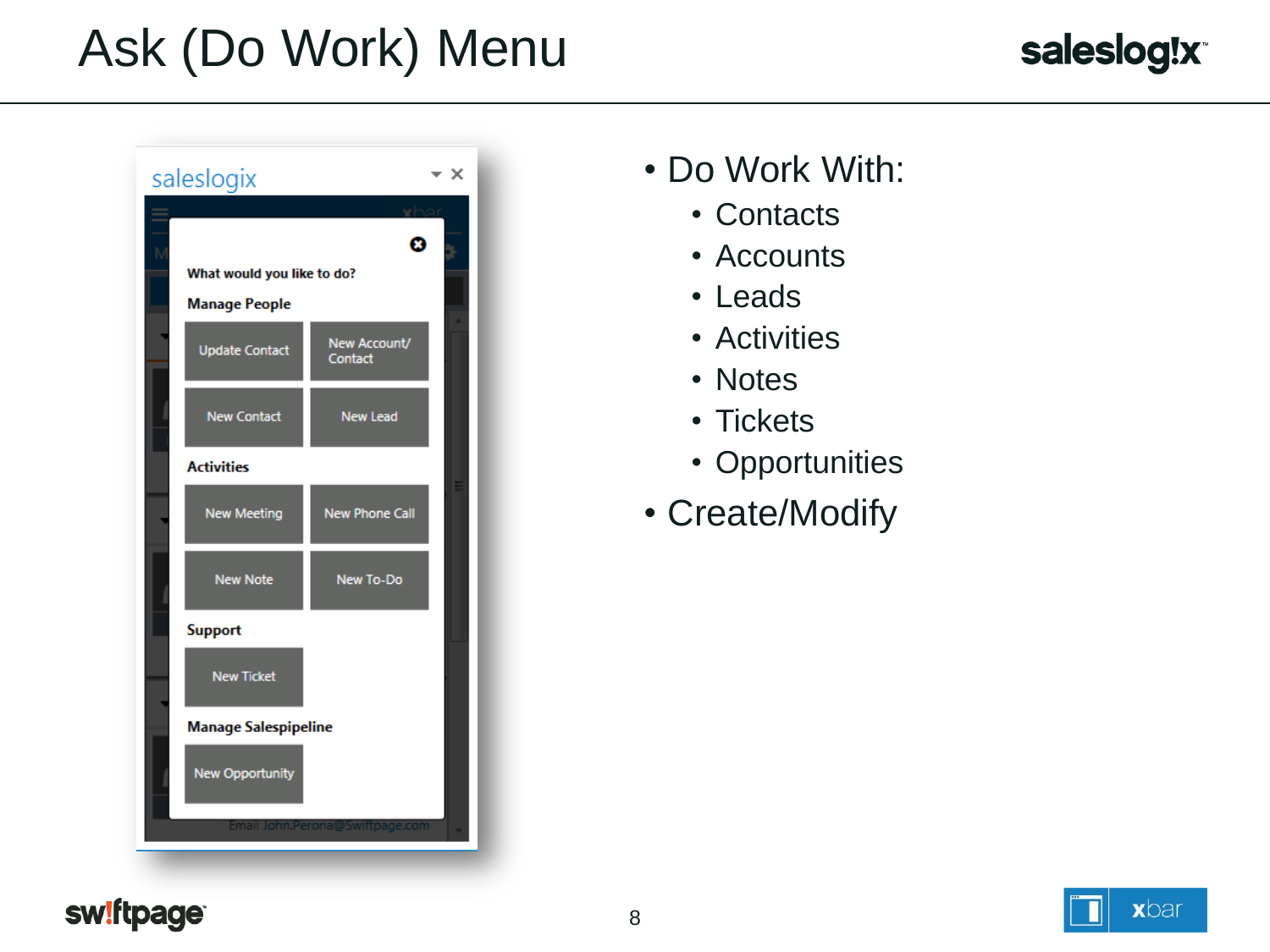# Ask (Do Work) Menu

saleslogix

What would you like to do?

**Manage People**

Update Contact | New Account/ Contact

New Contact | New Lead

**Activities**

New Meeting | New Phone Call

New Note | New To-Do

**Support**

New Ticket

**Manage Salespipeline**

New Opportunity

- Do Work With:
  - Contacts
  - Accounts
  - Leads
  - Activities
  - Notes
  - Tickets
  - Opportunities
- Create/Modify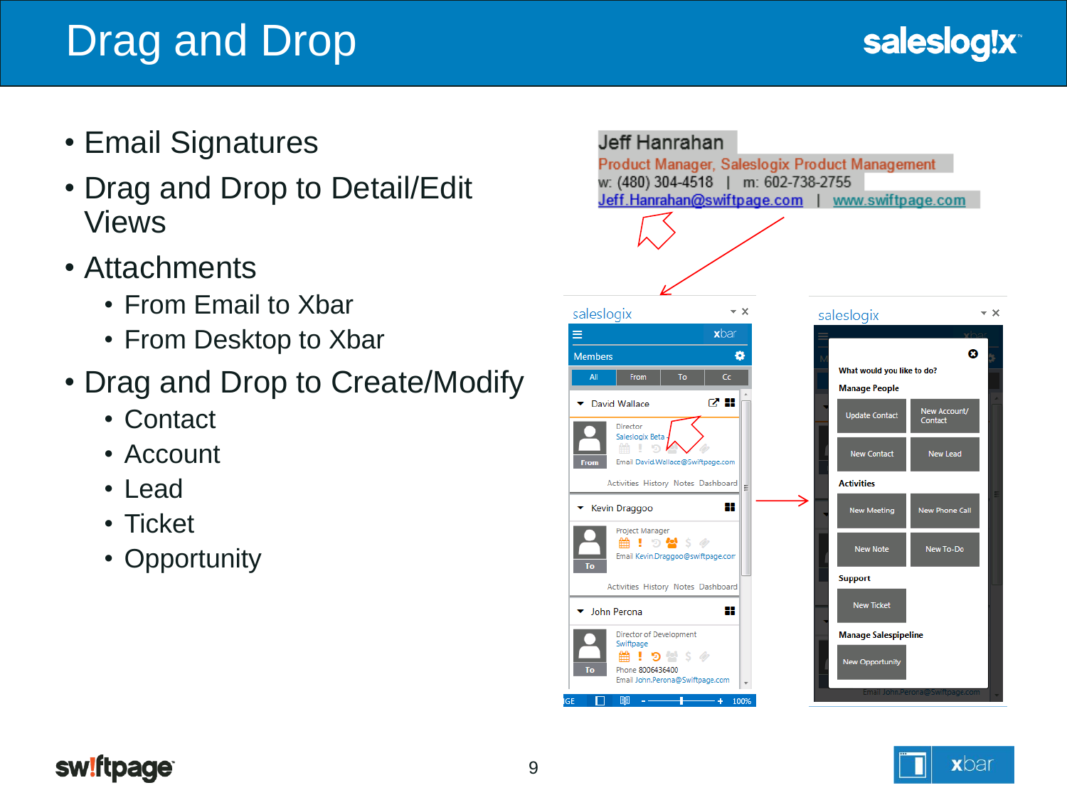# Drag and Drop

- Email Signatures
- Drag and Drop to Detail/Edit Views
- Attachments
  - From Email to Xbar
  - From Desktop to Xbar
- Drag and Drop to Create/Modify
  - Contact
  - Account
  - Lead
  - Ticket
  - Opportunity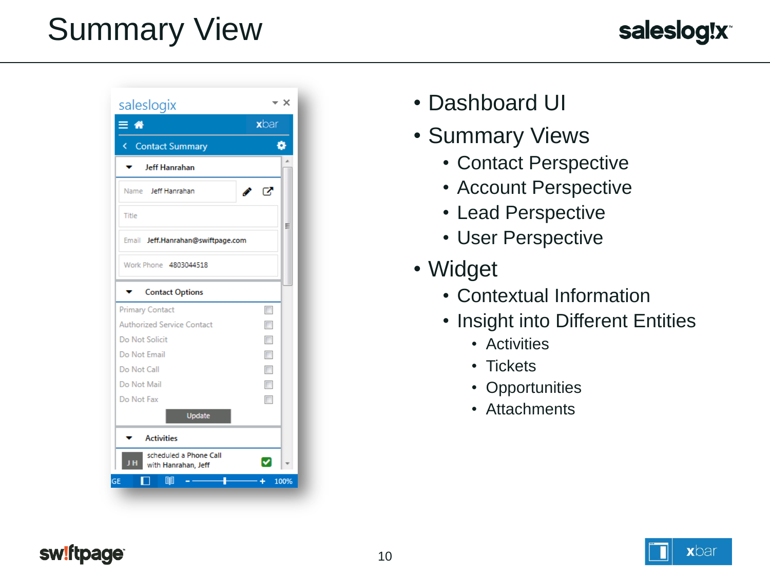# Summary View

- Dashboard UI
- Summary Views
  - Contact Perspective
  - Account Perspective
  - Lead Perspective
  - User Perspective
- Widget
  - Contextual Information
  - Insight into Different Entities
    - Activities
    - Tickets
    - Opportunities
    - Attachments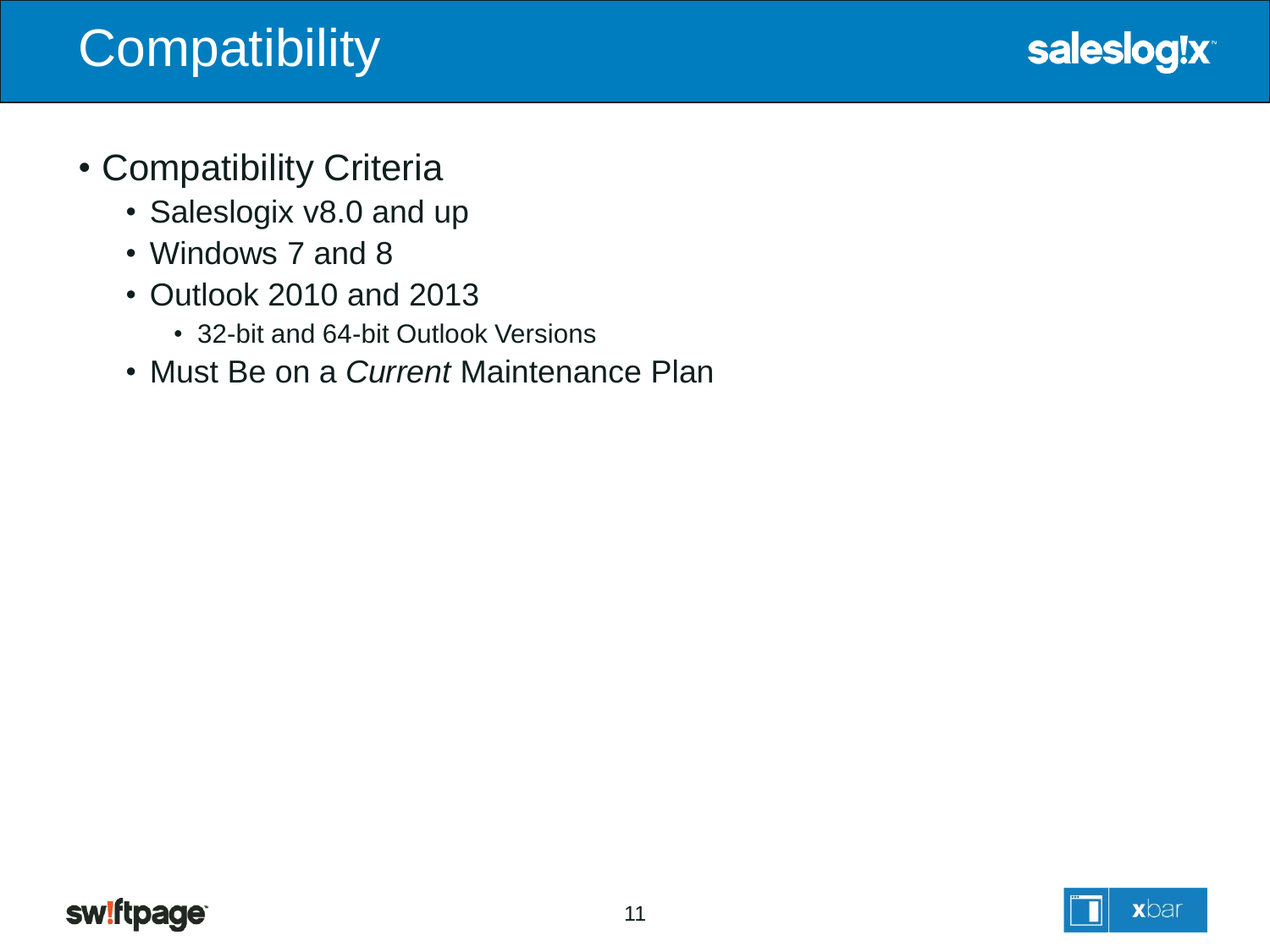# Compatibility

- Compatibility Criteria
  - Saleslogix v8.0 and up
  - Windows 7 and 8
  - Outlook 2010 and 2013
    - 32-bit and 64-bit Outlook Versions
  - Must Be on a *Current* Maintenance Plan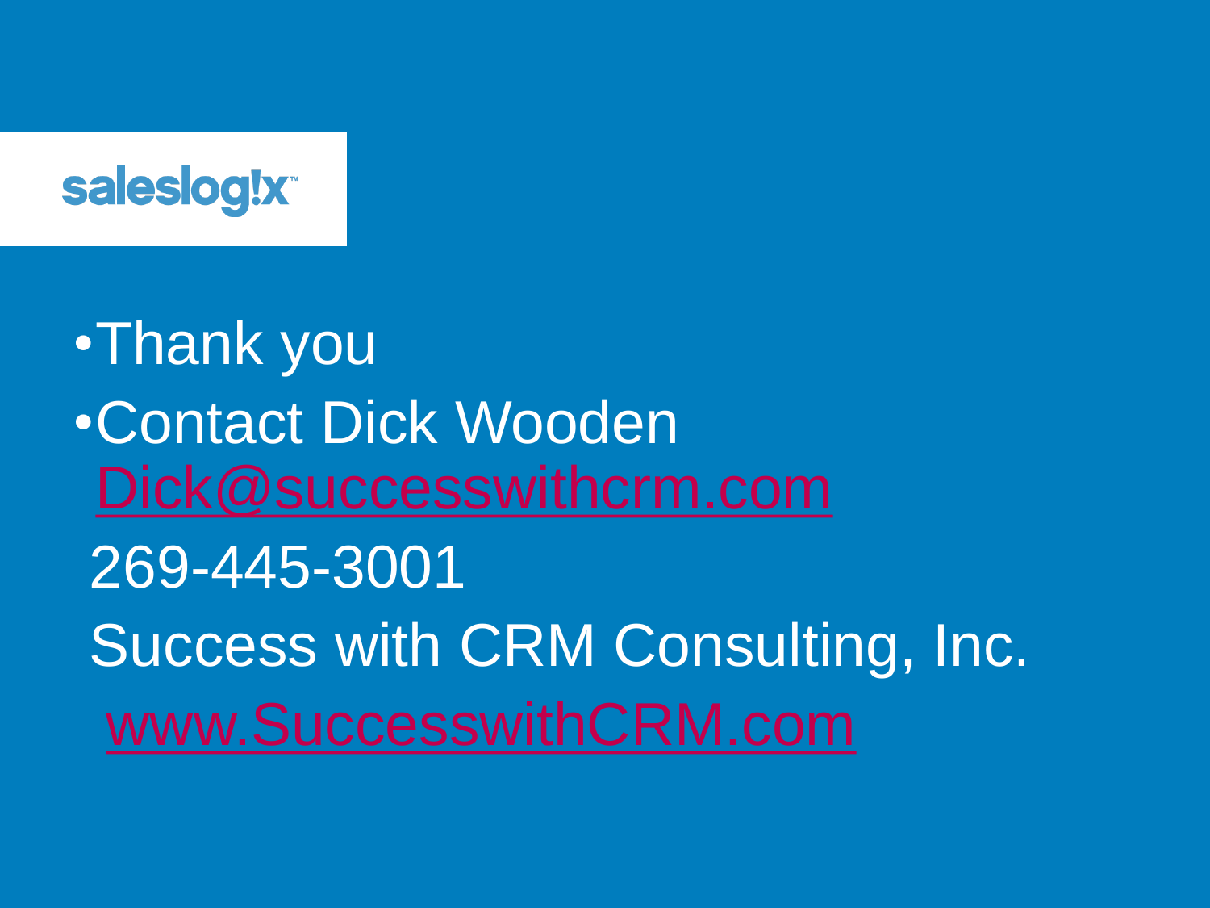saleslogix

- Thank you
- Contact Dick Wooden

  Dick@successwithcrm.com

  269-445-3001

  Success with CRM Consulting, Inc.

  www.SuccesswithCRM.com